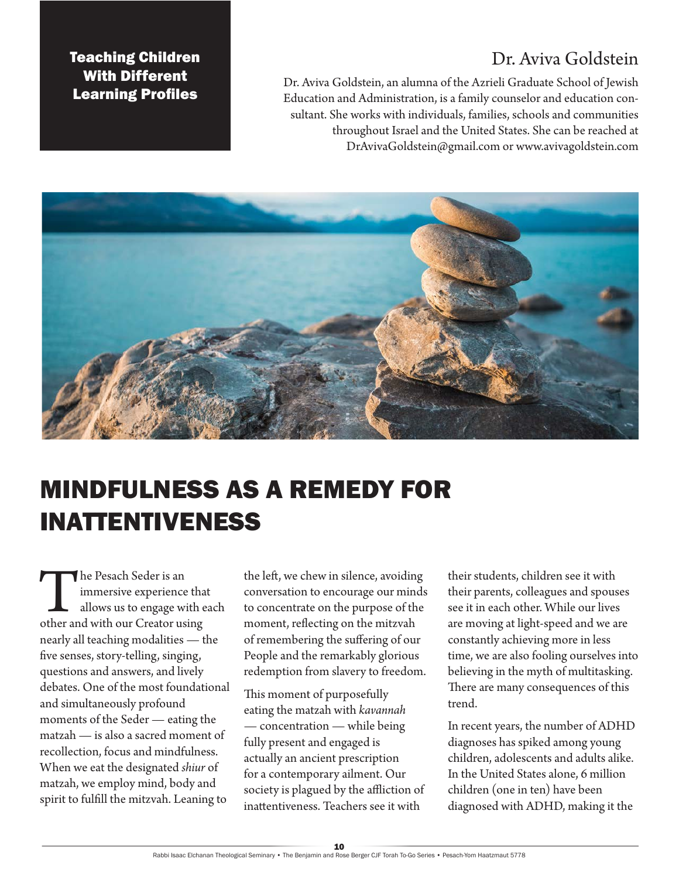**Teaching Children With Different Learning Profiles**

## Dr. Aviva Goldstein

Dr. Aviva Goldstein, an alumna of the Azrieli Graduate School of Jewish Education and Administration, is a family counselor and education consultant. She works with individuals, families, schools and communities throughout Israel and the United States. She can be reached at DrAvivaGoldstein@gmail.com or www.avivagoldstein.com

# MINDFULNESS AS A REMEDY FOR INATTENTIVENESS

The Pesach Seder is an immersive experience that allows us to engage with each other and with our Creator using nearly all teaching modalities — the five senses, story-telling, singing, questions and answers, and lively debates. One of the most foundational and simultaneously profound moments of the Seder — eating the matzah — is also a sacred moment of recollection, focus and mindfulness. When we eat the designated *shiur* of matzah, we employ mind, body and spirit to fulfill the mitzvah. Leaning to the left, we chew in silence, avoiding conversation to encourage our minds to concentrate on the purpose of the moment, reflecting on the mitzvah of remembering the suffering of our People and the remarkably glorious redemption from slavery to freedom.

This moment of purposefully eating the matzah with *kavannah* — concentration — while being fully present and engaged is actually an ancient prescription for a contemporary ailment. Our society is plagued by the affliction of inattentiveness. Teachers see it with their students, children see it with their parents, colleagues and spouses see it in each other. While our lives are moving at light-speed and we are constantly achieving more in less time, we are also fooling ourselves into believing in the myth of multitasking. There are many consequences of this trend.

In recent years, the number of ADHD diagnoses has spiked among young children, adolescents and adults alike. In the United States alone, 6 million children (one in ten) have been diagnosed with ADHD, making it the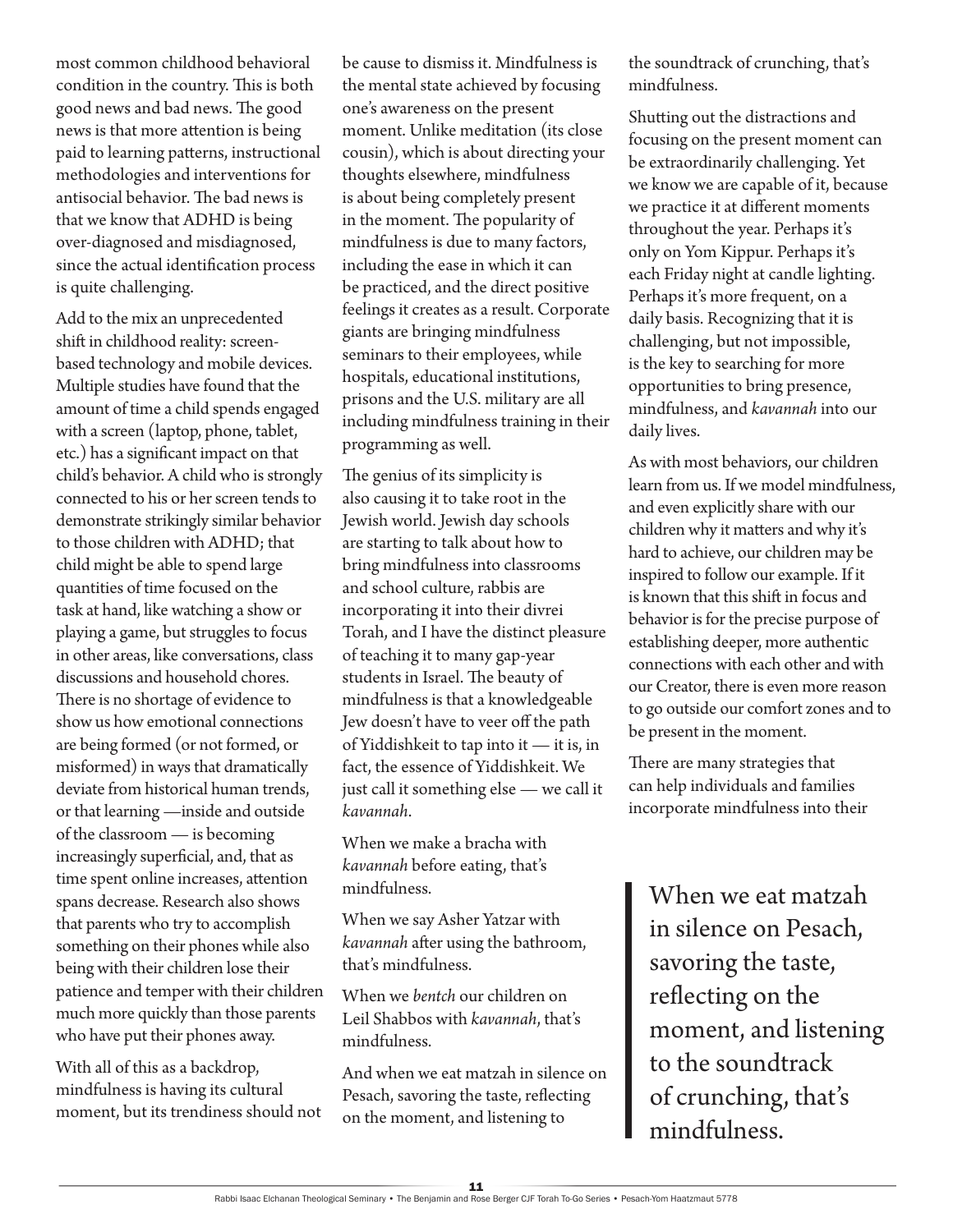most common childhood behavioral condition in the country. This is both good news and bad news. The good news is that more attention is being paid to learning patterns, instructional methodologies and interventions for antisocial behavior. The bad news is that we know that ADHD is being over-diagnosed and misdiagnosed, since the actual identification process is quite challenging.

Add to the mix an unprecedented shift in childhood reality: screen-based technology and mobile devices. Multiple studies have found that the amount of time a child spends engaged with a screen (laptop, phone, tablet, etc.) has a significant impact on that child's behavior. A child who is strongly connected to his or her screen tends to demonstrate strikingly similar behavior to those children with ADHD; that child might be able to spend large quantities of time focused on the task at hand, like watching a show or playing a game, but struggles to focus in other areas, like conversations, class discussions and household chores. There is no shortage of evidence to show us how emotional connections are being formed (or not formed, or misformed) in ways that dramatically deviate from historical human trends, or that learning —inside and outside of the classroom — is becoming increasingly superficial, and, that as time spent online increases, attention spans decrease. Research also shows that parents who try to accomplish something on their phones while also being with their children lose their patience and temper with their children much more quickly than those parents who have put their phones away.

With all of this as a backdrop, mindfulness is having its cultural moment, but its trendiness should not be cause to dismiss it. Mindfulness is the mental state achieved by focusing one's awareness on the present moment. Unlike meditation (its close cousin), which is about directing your thoughts elsewhere, mindfulness is about being completely present in the moment. The popularity of mindfulness is due to many factors, including the ease in which it can be practiced, and the direct positive feelings it creates as a result. Corporate giants are bringing mindfulness seminars to their employees, while hospitals, educational institutions, prisons and the U.S. military are all including mindfulness training in their programming as well.

The genius of its simplicity is also causing it to take root in the Jewish world. Jewish day schools are starting to talk about how to bring mindfulness into classrooms and school culture, rabbis are incorporating it into their divrei Torah, and I have the distinct pleasure of teaching it to many gap-year students in Israel. The beauty of mindfulness is that a knowledgeable Jew doesn't have to veer off the path of Yiddishkeit to tap into it — it is, in fact, the essence of Yiddishkeit. We just call it something else — we call it *kavannah*.

When we make a bracha with *kavannah* before eating, that's mindfulness.

When we say Asher Yatzar with *kavannah* after using the bathroom, that's mindfulness.

When we *bentch* our children on Leil Shabbos with *kavannah*, that's mindfulness.

And when we eat matzah in silence on Pesach, savoring the taste, reflecting on the moment, and listening to the soundtrack of crunching, that's mindfulness.

Shutting out the distractions and focusing on the present moment can be extraordinarily challenging. Yet we know we are capable of it, because we practice it at different moments throughout the year. Perhaps it's only on Yom Kippur. Perhaps it's each Friday night at candle lighting. Perhaps it's more frequent, on a daily basis. Recognizing that it is challenging, but not impossible, is the key to searching for more opportunities to bring presence, mindfulness, and *kavannah* into our daily lives.

As with most behaviors, our children learn from us. If we model mindfulness, and even explicitly share with our children why it matters and why it's hard to achieve, our children may be inspired to follow our example. If it is known that this shift in focus and behavior is for the precise purpose of establishing deeper, more authentic connections with each other and with our Creator, there is even more reason to go outside our comfort zones and to be present in the moment.

There are many strategies that can help individuals and families incorporate mindfulness into their

> When we eat matzah in silence on Pesach, savoring the taste, reflecting on the moment, and listening to the soundtrack of crunching, that's mindfulness.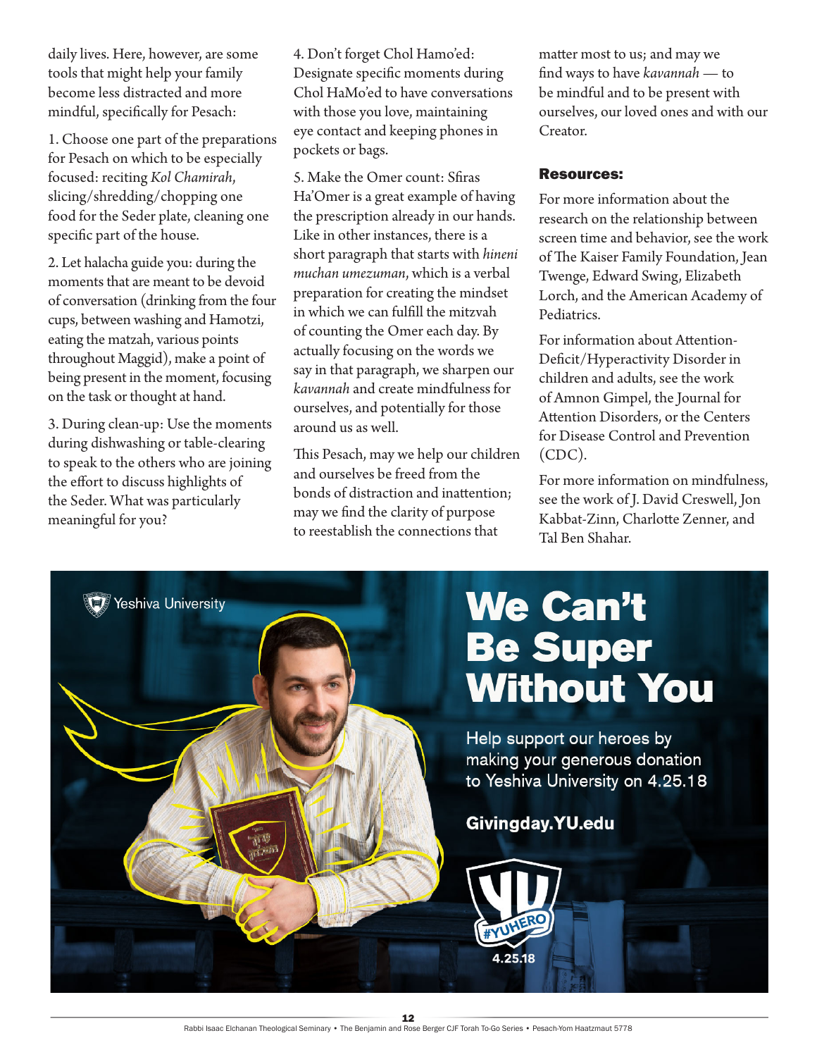daily lives. Here, however, are some tools that might help your family become less distracted and more mindful, specifically for Pesach:

1. Choose one part of the preparations for Pesach on which to be especially focused: reciting *Kol Chamirah*, slicing/shredding/chopping one food for the Seder plate, cleaning one specific part of the house.

2. Let halacha guide you: during the moments that are meant to be devoid of conversation (drinking from the four cups, between washing and Hamotzi, eating the matzah, various points throughout Maggid), make a point of being present in the moment, focusing on the task or thought at hand.

3. During clean-up: Use the moments during dishwashing or table-clearing to speak to the others who are joining the effort to discuss highlights of the Seder. What was particularly meaningful for you?

4. Don't forget Chol Hamo'ed: Designate specific moments during Chol HaMo'ed to have conversations with those you love, maintaining eye contact and keeping phones in pockets or bags.

5. Make the Omer count: Sfiras Ha'Omer is a great example of having the prescription already in our hands. Like in other instances, there is a short paragraph that starts with *hineni muchan umezuman*, which is a verbal preparation for creating the mindset in which we can fulfill the mitzvah of counting the Omer each day. By actually focusing on the words we say in that paragraph, we sharpen our *kavannah* and create mindfulness for ourselves, and potentially for those around us as well.

This Pesach, may we help our children and ourselves be freed from the bonds of distraction and inattention; may we find the clarity of purpose to reestablish the connections that matter most to us; and may we find ways to have *kavannah* — to be mindful and to be present with ourselves, our loved ones and with our Creator.

### Resources:

For more information about the research on the relationship between screen time and behavior, see the work of The Kaiser Family Foundation, Jean Twenge, Edward Swing, Elizabeth Lorch, and the American Academy of Pediatrics.

For information about Attention-Deficit/Hyperactivity Disorder in children and adults, see the work of Amnon Gimpel, the Journal for Attention Disorders, or the Centers for Disease Control and Prevention (CDC).

For more information on mindfulness, see the work of J. David Creswell, Jon Kabbat-Zinn, Charlotte Zenner, and Tal Ben Shahar.

Yeshiva University

# We Can't Be Super Without You

Help support our heroes by making your generous donation to Yeshiva University on 4.25.18

**Givingday.YU.edu**

#YUHERO 4.25.18